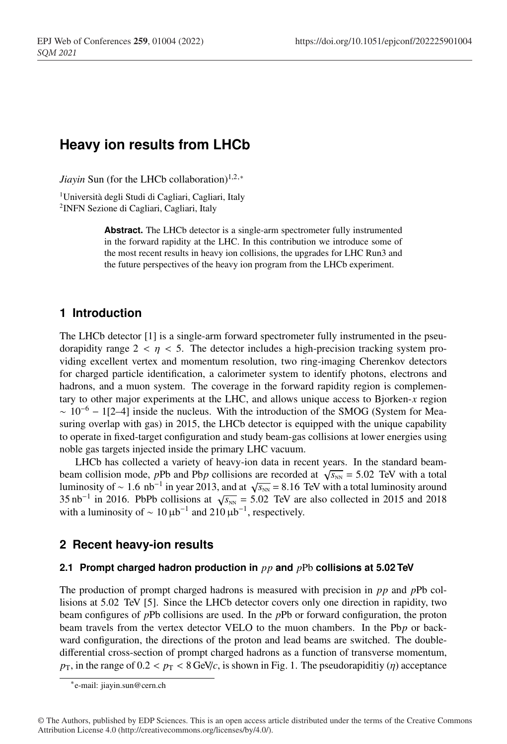# Heavy ion results from LHCb

*Jiayin* Sun (for the LHCb collaboration)[1,2,*]

[1]Università degli Studi di Cagliari, Cagliari, Italy
[2]INFN Sezione di Cagliari, Cagliari, Italy

**Abstract.** The LHCb detector is a single-arm spectrometer fully instrumented in the forward rapidity at the LHC. In this contribution we introduce some of the most recent results in heavy ion collisions, the upgrades for LHC Run3 and the future perspectives of the heavy ion program from the LHCb experiment.

## 1 Introduction

The LHCb detector [1] is a single-arm forward spectrometer fully instrumented in the pseudorapidity range $2 < \eta < 5$. The detector includes a high-precision tracking system providing excellent vertex and momentum resolution, two ring-imaging Cherenkov detectors for charged particle identification, a calorimeter system to identify photons, electrons and hadrons, and a muon system. The coverage in the forward rapidity region is complementary to other major experiments at the LHC, and allows unique access to Bjorken-$x$ region $\sim 10^{-6} - 1$[2–4] inside the nucleus. With the introduction of the SMOG (System for Measuring overlap with gas) in 2015, the LHCb detector is equipped with the unique capability to operate in fixed-target configuration and study beam-gas collisions at lower energies using noble gas targets injected inside the primary LHC vacuum.

LHCb has collected a variety of heavy-ion data in recent years. In the standard beam-beam collision mode, $p$Pb and Pb$p$ collisions are recorded at $\sqrt{s_{\mathrm{NN}}} = 5.02$ TeV with a total luminosity of $\sim 1.6$ nb$^{-1}$ in year 2013, and at $\sqrt{s_{\mathrm{NN}}} = 8.16$ TeV with a total luminosity around 35 nb$^{-1}$ in 2016. PbPb collisions at $\sqrt{s_{\mathrm{NN}}} = 5.02$ TeV are also collected in 2015 and 2018 with a luminosity of $\sim 10\,\mu\mathrm{b}^{-1}$ and $210\,\mu\mathrm{b}^{-1}$, respectively.

## 2 Recent heavy-ion results

### 2.1 Prompt charged hadron production in $pp$ and $p$Pb collisions at 5.02 TeV

The production of prompt charged hadrons is measured with precision in $pp$ and $p$Pb collisions at 5.02 TeV [5]. Since the LHCb detector covers only one direction in rapidity, two beam configures of $p$Pb collisions are used. In the $p$Pb or forward configuration, the proton beam travels from the vertex detector VELO to the muon chambers. In the Pb$p$ or backward configuration, the directions of the proton and lead beams are switched. The double-differential cross-section of prompt charged hadrons as a function of transverse momentum, $p_{\mathrm{T}}$, in the range of $0.2 < p_{\mathrm{T}} < 8$ GeV/$c$, is shown in Fig. 1. The pseudorapiditiy ($\eta$) acceptance

*e-mail: jiayin.sun@cern.ch

© The Authors, published by EDP Sciences. This is an open access article distributed under the terms of the Creative Commons Attribution License 4.0 (http://creativecommons.org/licenses/by/4.0/).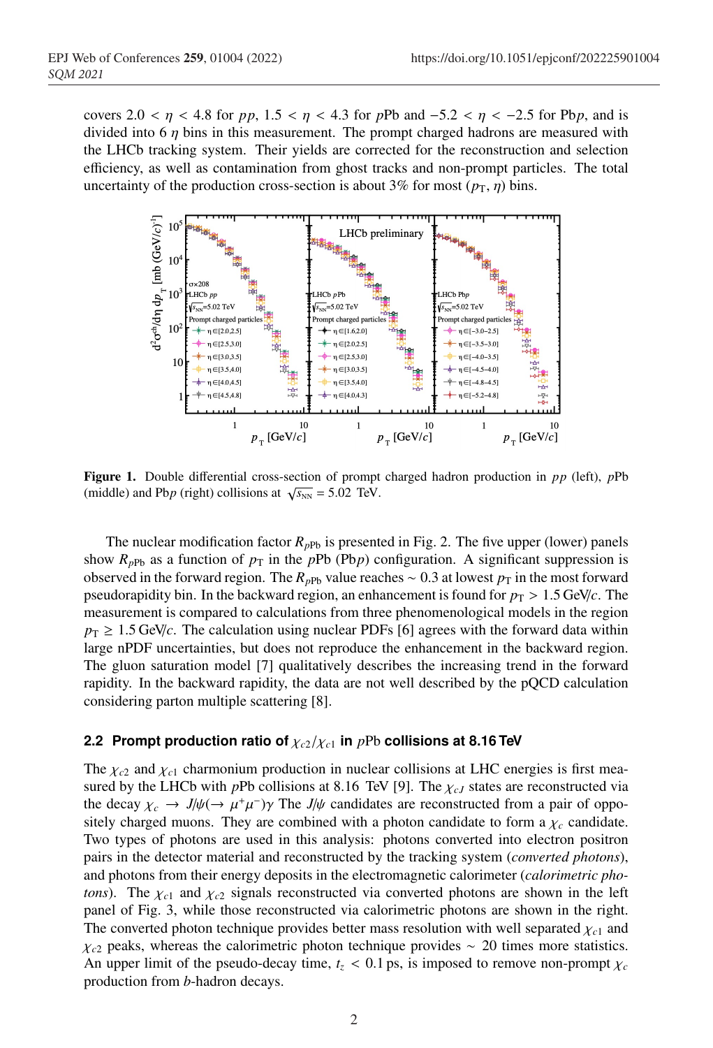covers $2.0 < \eta < 4.8$ for $pp$, $1.5 < \eta < 4.3$ for $p$Pb and $-5.2 < \eta < -2.5$ for Pb$p$, and is divided into 6 $\eta$ bins in this measurement. The prompt charged hadrons are measured with the LHCb tracking system. Their yields are corrected for the reconstruction and selection efficiency, as well as contamination from ghost tracks and non-prompt particles. The total uncertainty of the production cross-section is about 3% for most ($p_{\mathrm{T}}$, $\eta$) bins.

**Figure 1.** Double differential cross-section of prompt charged hadron production in $pp$ (left), $p$Pb (middle) and Pb$p$ (right) collisions at $\sqrt{s_{\mathrm{NN}}} = 5.02$ TeV.

The nuclear modification factor $R_{p\mathrm{Pb}}$ is presented in Fig. 2. The five upper (lower) panels show $R_{p\mathrm{Pb}}$ as a function of $p_{\mathrm{T}}$ in the $p$Pb (Pb$p$) configuration. A significant suppression is observed in the forward region. The $R_{p\mathrm{Pb}}$ value reaches $\sim 0.3$ at lowest $p_{\mathrm{T}}$ in the most forward pseudorapidity bin. In the backward region, an enhancement is found for $p_{\mathrm{T}} > 1.5$ GeV/$c$. The measurement is compared to calculations from three phenomenological models in the region $p_{\mathrm{T}} \geq 1.5$ GeV/$c$. The calculation using nuclear PDFs [6] agrees with the forward data within large nPDF uncertainties, but does not reproduce the enhancement in the backward region. The gluon saturation model [7] qualitatively describes the increasing trend in the forward rapidity. In the backward rapidity, the data are not well described by the pQCD calculation considering parton multiple scattering [8].

### 2.2 Prompt production ratio of $\chi_{c2}/\chi_{c1}$ in $p$Pb collisions at 8.16 TeV

The $\chi_{c2}$ and $\chi_{c1}$ charmonium production in nuclear collisions at LHC energies is first measured by the LHCb with $p$Pb collisions at 8.16 TeV [9]. The $\chi_{cJ}$ states are reconstructed via the decay $\chi_c \rightarrow J/\psi(\rightarrow \mu^+\mu^-)\gamma$ The $J/\psi$ candidates are reconstructed from a pair of oppositely charged muons. They are combined with a photon candidate to form a $\chi_c$ candidate. Two types of photons are used in this analysis: photons converted into electron positron pairs in the detector material and reconstructed by the tracking system (*converted photons*), and photons from their energy deposits in the electromagnetic calorimeter (*calorimetric photons*). The $\chi_{c1}$ and $\chi_{c2}$ signals reconstructed via converted photons are shown in the left panel of Fig. 3, while those reconstructed via calorimetric photons are shown in the right. The converted photon technique provides better mass resolution with well separated $\chi_{c1}$ and $\chi_{c2}$ peaks, whereas the calorimetric photon technique provides $\sim 20$ times more statistics. An upper limit of the pseudo-decay time, $t_z < 0.1$ ps, is imposed to remove non-prompt $\chi_c$ production from $b$-hadron decays.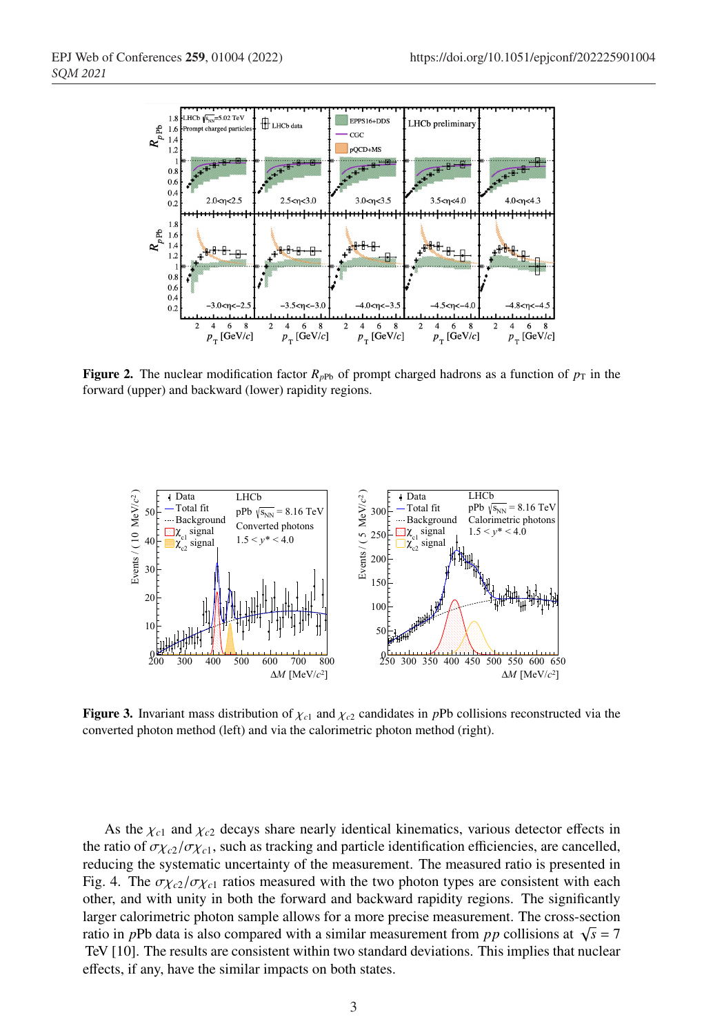**Figure 2.** The nuclear modification factor $R_{p\mathrm{Pb}}$ of prompt charged hadrons as a function of $p_\mathrm{T}$ in the forward (upper) and backward (lower) rapidity regions.

**Figure 3.** Invariant mass distribution of $\chi_{c1}$ and $\chi_{c2}$ candidates in $p$Pb collisions reconstructed via the converted photon method (left) and via the calorimetric photon method (right).

As the $\chi_{c1}$ and $\chi_{c2}$ decays share nearly identical kinematics, various detector effects in the ratio of $\sigma\chi_{c2}/\sigma\chi_{c1}$, such as tracking and particle identification efficiencies, are cancelled, reducing the systematic uncertainty of the measurement. The measured ratio is presented in Fig. 4. The $\sigma\chi_{c2}/\sigma\chi_{c1}$ ratios measured with the two photon types are consistent with each other, and with unity in both the forward and backward rapidity regions. The significantly larger calorimetric photon sample allows for a more precise measurement. The cross-section ratio in $p$Pb data is also compared with a similar measurement from $pp$ collisions at $\sqrt{s} = 7$ TeV [10]. The results are consistent within two standard deviations. This implies that nuclear effects, if any, have the similar impacts on both states.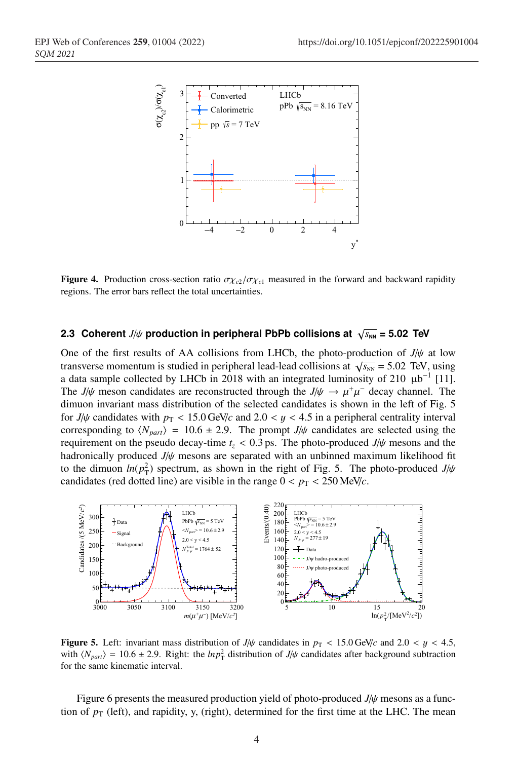**Figure 4.** Production cross-section ratio $\sigma\chi_{c2}/\sigma\chi_{c1}$ measured in the forward and backward rapidity regions. The error bars reflect the total uncertainties.

### 2.3 Coherent $J/\psi$ production in peripheral PbPb collisions at $\sqrt{s_{\mathrm{NN}}}$ = 5.02 TeV

One of the first results of AA collisions from LHCb, the photo-production of $J/\psi$ at low transverse momentum is studied in peripheral lead-lead collisions at $\sqrt{s_{\mathrm{NN}}} = 5.02$ TeV, using a data sample collected by LHCb in 2018 with an integrated luminosity of 210 $\mu\mathrm{b}^{-1}$ [11]. The $J/\psi$ meson candidates are reconstructed through the $J/\psi \rightarrow \mu^+\mu^-$ decay channel. The dimuon invariant mass distribution of the selected candidates is shown in the left of Fig. 5 for $J/\psi$ candidates with $p_{\mathrm{T}} < 15.0\,\mathrm{GeV}/c$ and $2.0 < y < 4.5$ in a peripheral centrality interval corresponding to $\langle N_{part}\rangle = 10.6 \pm 2.9$. The prompt $J/\psi$ candidates are selected using the requirement on the pseudo decay-time $t_z < 0.3\,\mathrm{ps}$. The photo-produced $J/\psi$ mesons and the hadronically produced $J/\psi$ mesons are separated with an unbinned maximum likelihood fit to the dimuon $ln(p_{\mathrm{T}}^2)$ spectrum, as shown in the right of Fig. 5. The photo-produced $J/\psi$ candidates (red dotted line) are visible in the range $0 < p_{\mathrm{T}} < 250\,\mathrm{MeV}/c$.

**Figure 5.** Left: invariant mass distribution of $J/\psi$ candidates in $p_{\mathrm{T}} < 15.0\,\mathrm{GeV}/c$ and $2.0 < y < 4.5$, with $\langle N_{part}\rangle = 10.6 \pm 2.9$. Right: the $lnp_{\mathrm{T}}^2$ distribution of $J/\psi$ candidates after background subtraction for the same kinematic interval.

Figure 6 presents the measured production yield of photo-produced $J/\psi$ mesons as a function of $p_{\mathrm{T}}$ (left), and rapidity, y, (right), determined for the first time at the LHC. The mean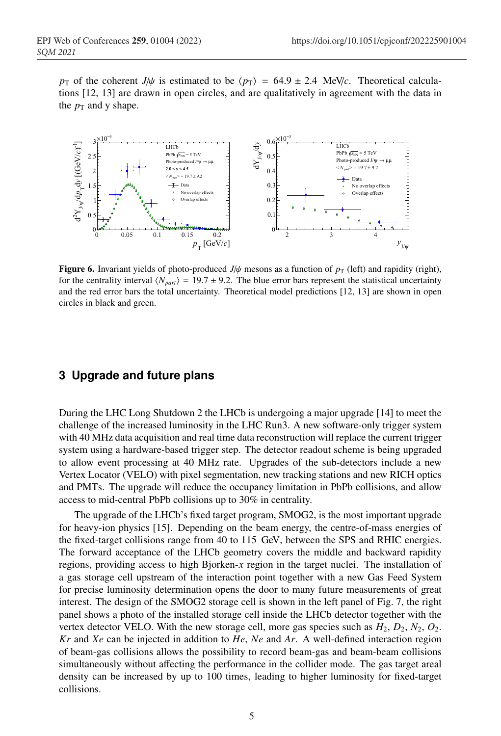$p_T$ of the coherent $J/\psi$ is estimated to be $\langle p_T \rangle = 64.9 \pm 2.4$ MeV/$c$. Theoretical calculations [12, 13] are drawn in open circles, and are qualitatively in agreement with the data in the $p_T$ and y shape.

**Figure 6.** Invariant yields of photo-produced $J/\psi$ mesons as a function of $p_T$ (left) and rapidity (right), for the centrality interval $\langle N_{part} \rangle = 19.7 \pm 9.2$. The blue error bars represent the statistical uncertainty and the red error bars the total uncertainty. Theoretical model predictions [12, 13] are shown in open circles in black and green.

## 3 Upgrade and future plans

During the LHC Long Shutdown 2 the LHCb is undergoing a major upgrade [14] to meet the challenge of the increased luminosity in the LHC Run3. A new software-only trigger system with 40 MHz data acquisition and real time data reconstruction will replace the current trigger system using a hardware-based trigger step. The detector readout scheme is being upgraded to allow event processing at 40 MHz rate. Upgrades of the sub-detectors include a new Vertex Locator (VELO) with pixel segmentation, new tracking stations and new RICH optics and PMTs. The upgrade will reduce the occupancy limitation in PbPb collisions, and allow access to mid-central PbPb collisions up to 30% in centrality.

The upgrade of the LHCb's fixed target program, SMOG2, is the most important upgrade for heavy-ion physics [15]. Depending on the beam energy, the centre-of-mass energies of the fixed-target collisions range from 40 to 115 GeV, between the SPS and RHIC energies. The forward acceptance of the LHCb geometry covers the middle and backward rapidity regions, providing access to high Bjorken-$x$ region in the target nuclei. The installation of a gas storage cell upstream of the interaction point together with a new Gas Feed System for precise luminosity determination opens the door to many future measurements of great interest. The design of the SMOG2 storage cell is shown in the left panel of Fig. 7, the right panel shows a photo of the installed storage cell inside the LHCb detector together with the vertex detector VELO. With the new storage cell, more gas species such as $H_2$, $D_2$, $N_2$, $O_2$. $Kr$ and $Xe$ can be injected in addition to $He$, $Ne$ and $Ar$. A well-defined interaction region of beam-gas collisions allows the possibility to record beam-gas and beam-beam collisions simultaneously without affecting the performance in the collider mode. The gas target areal density can be increased by up to 100 times, leading to higher luminosity for fixed-target collisions.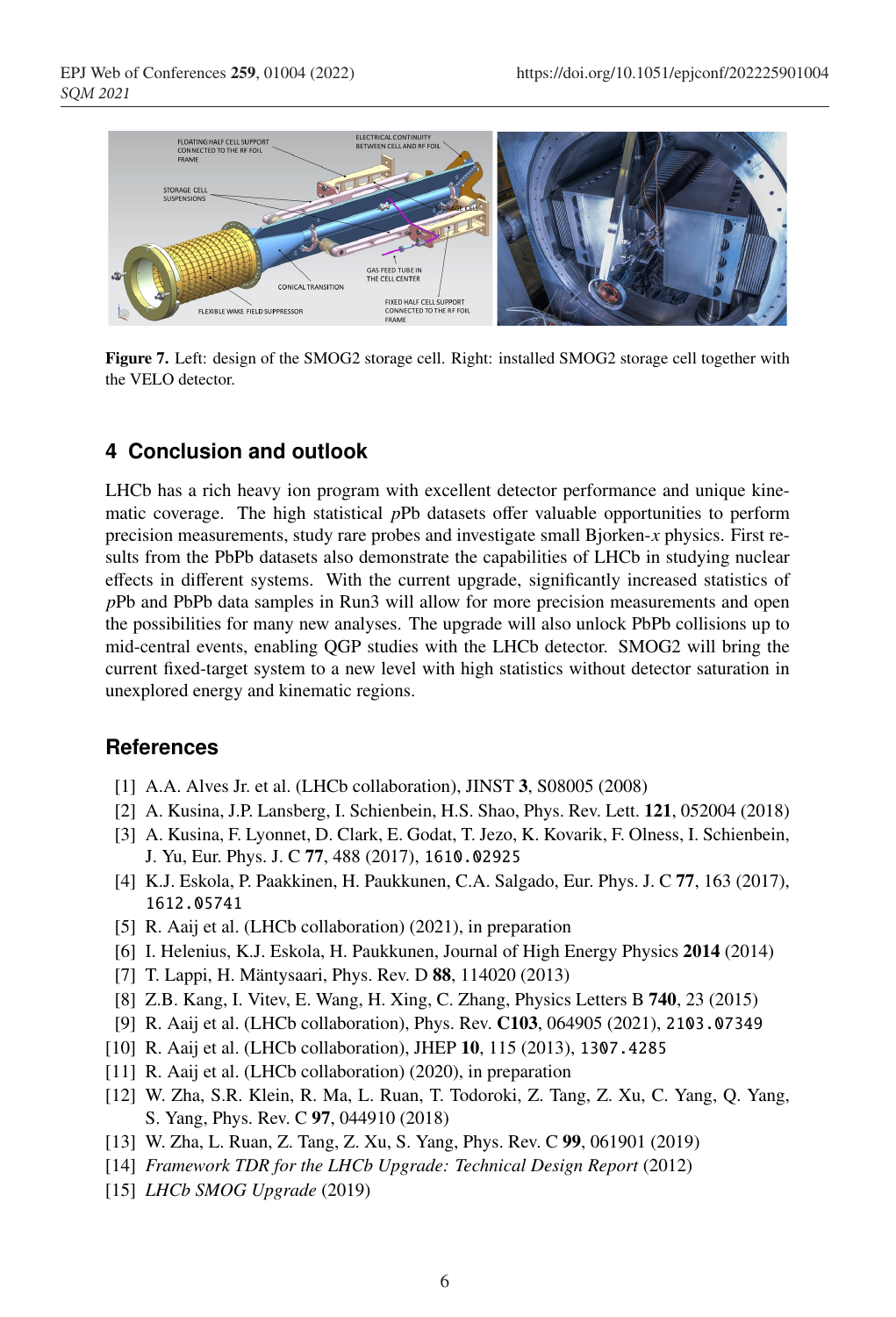FLOATING HALF CELL SUPPORT CONNECTED TO THE RF FOIL FRAME

ELECTRICAL CONTINUITY BETWEEN CELL AND RF FOIL

STORAGE CELL SUSPENSIONS

STORAGE CELL

GAS FEED TUBE IN THE CELL CENTER

CONICAL TRANSITION

FIXED HALF CELL SUPPORT CONNECTED TO THE RF FOIL FRAME

FLEXIBLE WAKE FIELD SUPPRESSOR

**Figure 7.** Left: design of the SMOG2 storage cell. Right: installed SMOG2 storage cell together with the VELO detector.

## 4 Conclusion and outlook

LHCb has a rich heavy ion program with excellent detector performance and unique kinematic coverage. The high statistical *p*Pb datasets offer valuable opportunities to perform precision measurements, study rare probes and investigate small Bjorken-*x* physics. First results from the PbPb datasets also demonstrate the capabilities of LHCb in studying nuclear effects in different systems. With the current upgrade, significantly increased statistics of *p*Pb and PbPb data samples in Run3 will allow for more precision measurements and open the possibilities for many new analyses. The upgrade will also unlock PbPb collisions up to mid-central events, enabling QGP studies with the LHCb detector. SMOG2 will bring the current fixed-target system to a new level with high statistics without detector saturation in unexplored energy and kinematic regions.

## References

[1] A.A. Alves Jr. et al. (LHCb collaboration), JINST **3**, S08005 (2008)

[2] A. Kusina, J.P. Lansberg, I. Schienbein, H.S. Shao, Phys. Rev. Lett. **121**, 052004 (2018)

[3] A. Kusina, F. Lyonnet, D. Clark, E. Godat, T. Jezo, K. Kovarik, F. Olness, I. Schienbein, J. Yu, Eur. Phys. J. C **77**, 488 (2017), 1610.02925

[4] K.J. Eskola, P. Paakkinen, H. Paukkunen, C.A. Salgado, Eur. Phys. J. C **77**, 163 (2017), 1612.05741

[5] R. Aaij et al. (LHCb collaboration) (2021), in preparation

[6] I. Helenius, K.J. Eskola, H. Paukkunen, Journal of High Energy Physics **2014** (2014)

[7] T. Lappi, H. Mäntysaari, Phys. Rev. D **88**, 114020 (2013)

[8] Z.B. Kang, I. Vitev, E. Wang, H. Xing, C. Zhang, Physics Letters B **740**, 23 (2015)

[9] R. Aaij et al. (LHCb collaboration), Phys. Rev. **C103**, 064905 (2021), 2103.07349

[10] R. Aaij et al. (LHCb collaboration), JHEP **10**, 115 (2013), 1307.4285

[11] R. Aaij et al. (LHCb collaboration) (2020), in preparation

[12] W. Zha, S.R. Klein, R. Ma, L. Ruan, T. Todoroki, Z. Tang, Z. Xu, C. Yang, Q. Yang, S. Yang, Phys. Rev. C **97**, 044910 (2018)

[13] W. Zha, L. Ruan, Z. Tang, Z. Xu, S. Yang, Phys. Rev. C **99**, 061901 (2019)

[14] *Framework TDR for the LHCb Upgrade: Technical Design Report* (2012)

[15] *LHCb SMOG Upgrade* (2019)